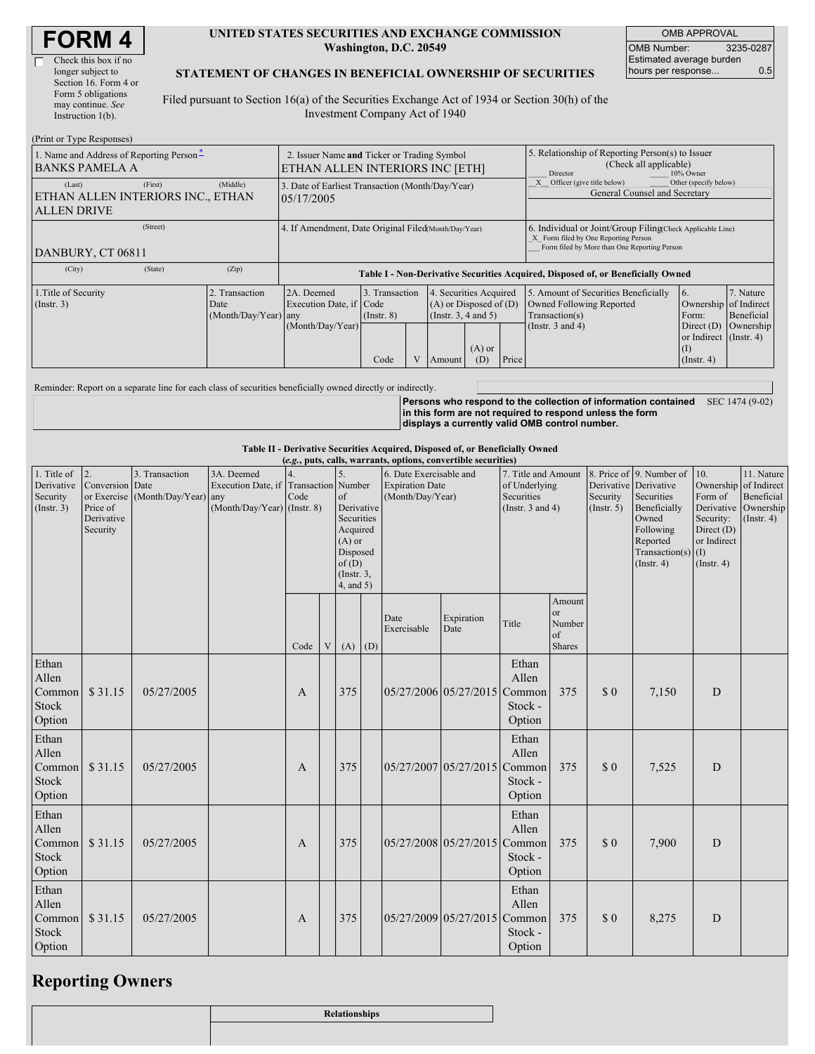# FORM 4

☐ Check this box if no longer subject to Section 16. Form 4 or Form 5 obligations may continue. *See* Instruction 1(b).

**UNITED STATES SECURITIES AND EXCHANGE COMMISSION**
**Washington, D.C. 20549**

**STATEMENT OF CHANGES IN BENEFICIAL OWNERSHIP OF SECURITIES**

Filed pursuant to Section 16(a) of the Securities Exchange Act of 1934 or Section 30(h) of the Investment Company Act of 1940

| OMB APPROVAL | |
|---|---|
| OMB Number: | 3235-0287 |
| Estimated average burden hours per response... | 0.5 |

(Print or Type Responses)

| 1. Name and Address of Reporting Person * | 2. Issuer Name **and** Ticker or Trading Symbol | 5. Relationship of Reporting Person(s) to Issuer (Check all applicable) |
|---|---|---|
| BANKS PAMELA A | ETHAN ALLEN INTERIORS INC [ETH] | ___ Director ___ 10% Owner |
| (Last) (First) (Middle) ETHAN ALLEN INTERIORS INC., ETHAN ALLEN DRIVE | 3. Date of Earliest Transaction (Month/Day/Year) 05/17/2005 | _X_ Officer (give title below) ___ Other (specify below) General Counsel and Secretary |
| (Street) DANBURY, CT 06811 | 4. If Amendment, Date Original Filed (Month/Day/Year) | 6. Individual or Joint/Group Filing (Check Applicable Line) _X_ Form filed by One Reporting Person ___ Form filed by More than One Reporting Person |
| (City) (State) (Zip) | | |

**Table I - Non-Derivative Securities Acquired, Disposed of, or Beneficially Owned**

| 1.Title of Security (Instr. 3) | 2. Transaction Date (Month/Day/Year) | 2A. Deemed Execution Date, if any (Month/Day/Year) | 3. Transaction Code (Instr. 8) | | 4. Securities Acquired (A) or Disposed of (D) (Instr. 3, 4 and 5) | | | 5. Amount of Securities Beneficially Owned Following Reported Transaction(s) (Instr. 3 and 4) | 6. Ownership Form: Direct (D) or Indirect (I) (Instr. 4) | 7. Nature of Indirect Beneficial Ownership (Instr. 4) |
|---|---|---|---|---|---|---|---|---|---|---|
| | | | Code | V | Amount | (A) or (D) | Price | | | |

Reminder: Report on a separate line for each class of securities beneficially owned directly or indirectly.

**Persons who respond to the collection of information contained in this form are not required to respond unless the form displays a currently valid OMB control number.** SEC 1474 (9-02)

**Table II - Derivative Securities Acquired, Disposed of, or Beneficially Owned**
**(*e.g.*, puts, calls, warrants, options, convertible securities)**

| 1. Title of Derivative Security (Instr. 3) | 2. Conversion or Exercise Price of Derivative Security | 3. Transaction Date (Month/Day/Year) | 3A. Deemed Execution Date, if any (Month/Day/Year) | 4. Transaction Code (Instr. 8) | | 5. Number of Derivative Securities Acquired (A) or Disposed of (D) (Instr. 3, 4, and 5) | | 6. Date Exercisable and Expiration Date (Month/Day/Year) | | 7. Title and Amount of Underlying Securities (Instr. 3 and 4) | | 8. Price of Derivative Security (Instr. 5) | 9. Number of Derivative Securities Beneficially Owned Following Reported Transaction(s) (Instr. 4) | 10. Ownership Form of Derivative Security: Direct (D) or Indirect (I) (Instr. 4) | 11. Nature of Indirect Beneficial Ownership (Instr. 4) |
|---|---|---|---|---|---|---|---|---|---|---|---|---|---|---|---|
| | | | | Code | V | (A) | (D) | Date Exercisable | Expiration Date | Title | Amount or Number of Shares | | | | |
| Ethan Allen Common Stock Option | $ 31.15 | 05/27/2005 | | A | | 375 | | 05/27/2006 | 05/27/2015 | Ethan Allen Common Stock - Option | 375 | $ 0 | 7,150 | D | |
| Ethan Allen Common Stock Option | $ 31.15 | 05/27/2005 | | A | | 375 | | 05/27/2007 | 05/27/2015 | Ethan Allen Common Stock - Option | 375 | $ 0 | 7,525 | D | |
| Ethan Allen Common Stock Option | $ 31.15 | 05/27/2005 | | A | | 375 | | 05/27/2008 | 05/27/2015 | Ethan Allen Common Stock - Option | 375 | $ 0 | 7,900 | D | |
| Ethan Allen Common Stock Option | $ 31.15 | 05/27/2005 | | A | | 375 | | 05/27/2009 | 05/27/2015 | Ethan Allen Common Stock - Option | 375 | $ 0 | 8,275 | D | |

## Reporting Owners

| | Relationships |
|---|---|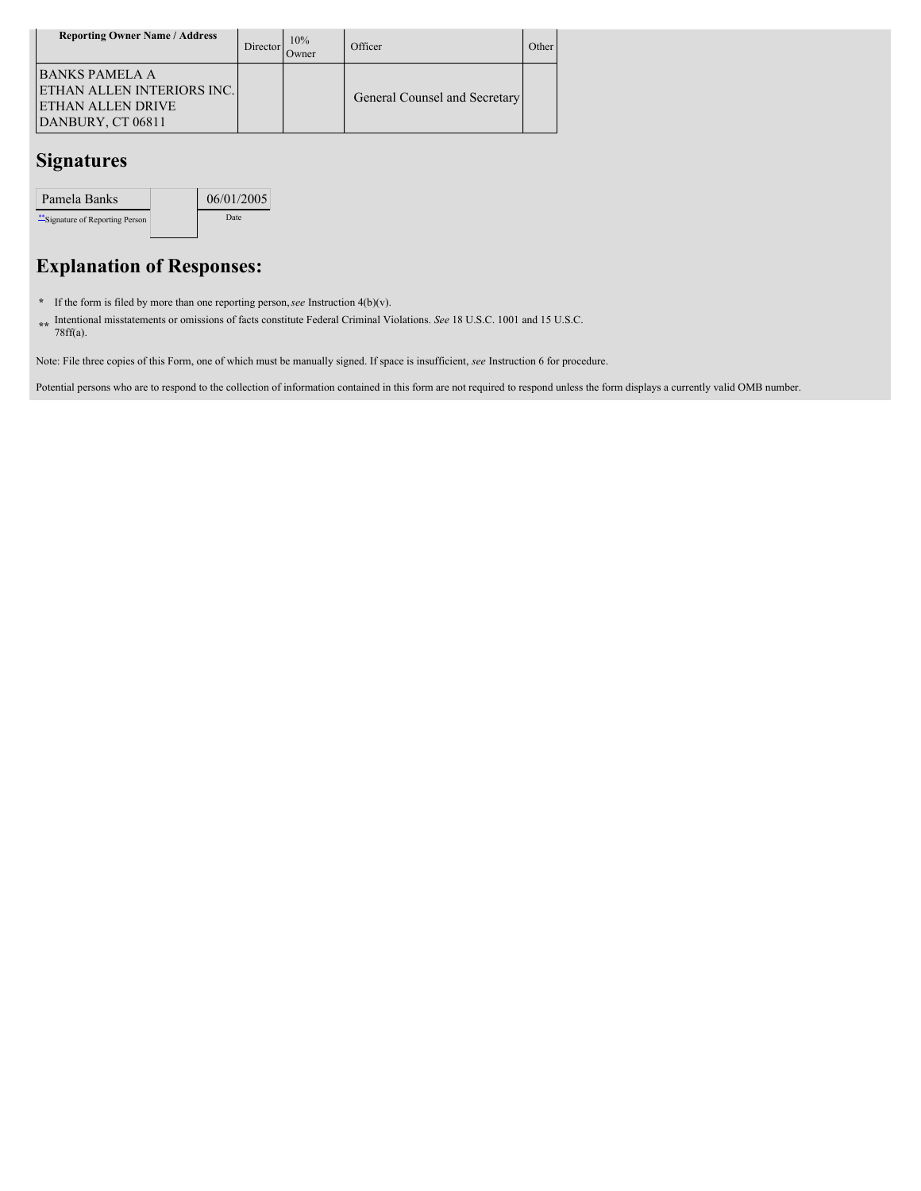| Reporting Owner Name / Address | Director | 10% Owner | Officer | Other |
| --- | --- | --- | --- | --- |
| BANKS PAMELA A<br>ETHAN ALLEN INTERIORS INC.<br>ETHAN ALLEN DRIVE<br>DANBURY, CT 06811 | | | General Counsel and Secretary | |

## Signatures

| Pamela Banks | | 06/01/2005 |
| --- | --- | --- |
| **Signature of Reporting Person | | Date |

## Explanation of Responses:

\* If the form is filed by more than one reporting person, *see* Instruction 4(b)(v).

** Intentional misstatements or omissions of facts constitute Federal Criminal Violations. *See* 18 U.S.C. 1001 and 15 U.S.C. 78ff(a).

Note: File three copies of this Form, one of which must be manually signed. If space is insufficient, *see* Instruction 6 for procedure.

Potential persons who are to respond to the collection of information contained in this form are not required to respond unless the form displays a currently valid OMB number.